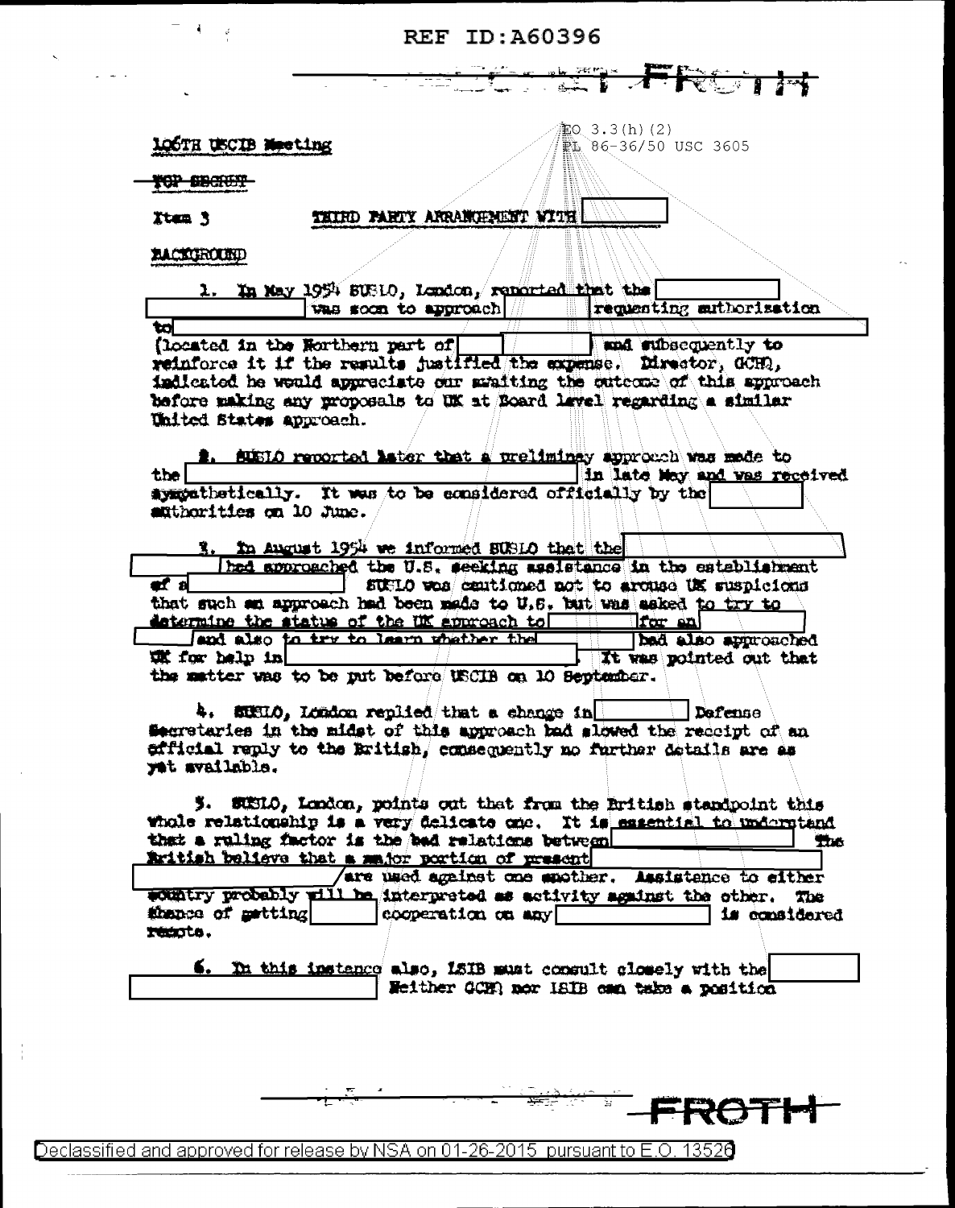REF ID:A60396

TOP SECRET FROTH

EO 3.3(h)(2)
PL 86-36/50 USC 3605

106TH USCIB Meeting

TOP SECRET

Item 3 THIRD PARTY ARRANGEMENT WITH [redacted]

BACKGROUND

1. In May 1954 SUSLO, London, reported that the [redacted] was soon to approach [redacted] requesting authorization to [redacted] (located in the Northern part of [redacted]) and subsequently to reinforce it if the results justified the expense. Director, GCHQ, indicated he would appreciate our awaiting the outcome of this approach before making any proposals to UK at Board level regarding a similar United States approach.

2. SUSLO reported later that a preliminary approach was made to the [redacted] in late May and was received sympathetically. It was to be considered officially by the [redacted] authorities on 10 June.

3. In August 1954 we informed SUSLO that the [redacted] had approached the U.S. seeking assistance in the establishment of a [redacted] SUSLO was cautioned not to arouse UK suspicions that such an approach had been made to U.S. but was asked to try to determine the status of the UK approach to [redacted] for an [redacted] and also to try to learn whether the [redacted] had also approached UK for help in [redacted]. It was pointed out that the matter was to be put before USCIB on 10 September.

4. SUSLO, London replied that a change in [redacted] Defense Secretaries in the midst of this approach had slowed the receipt of an official reply to the British, consequently no further details are as yet available.

5. SUSLO, London, points out that from the British standpoint this whole relationship is a very delicate one. It is essential to understand that a ruling factor is the bad relations between [redacted] The British believe that a major portion of present [redacted] are used against one another. Assistance to either country probably will be interpreted as activity against the other. The chance of getting [redacted] cooperation on any [redacted] is considered remote.

6. In this instance also, LSIB must consult closely with the [redacted] Neither GCHQ nor LSIB can take a position

FROTH

Declassified and approved for release by NSA on 01-26-2015 pursuant to E.O. 13526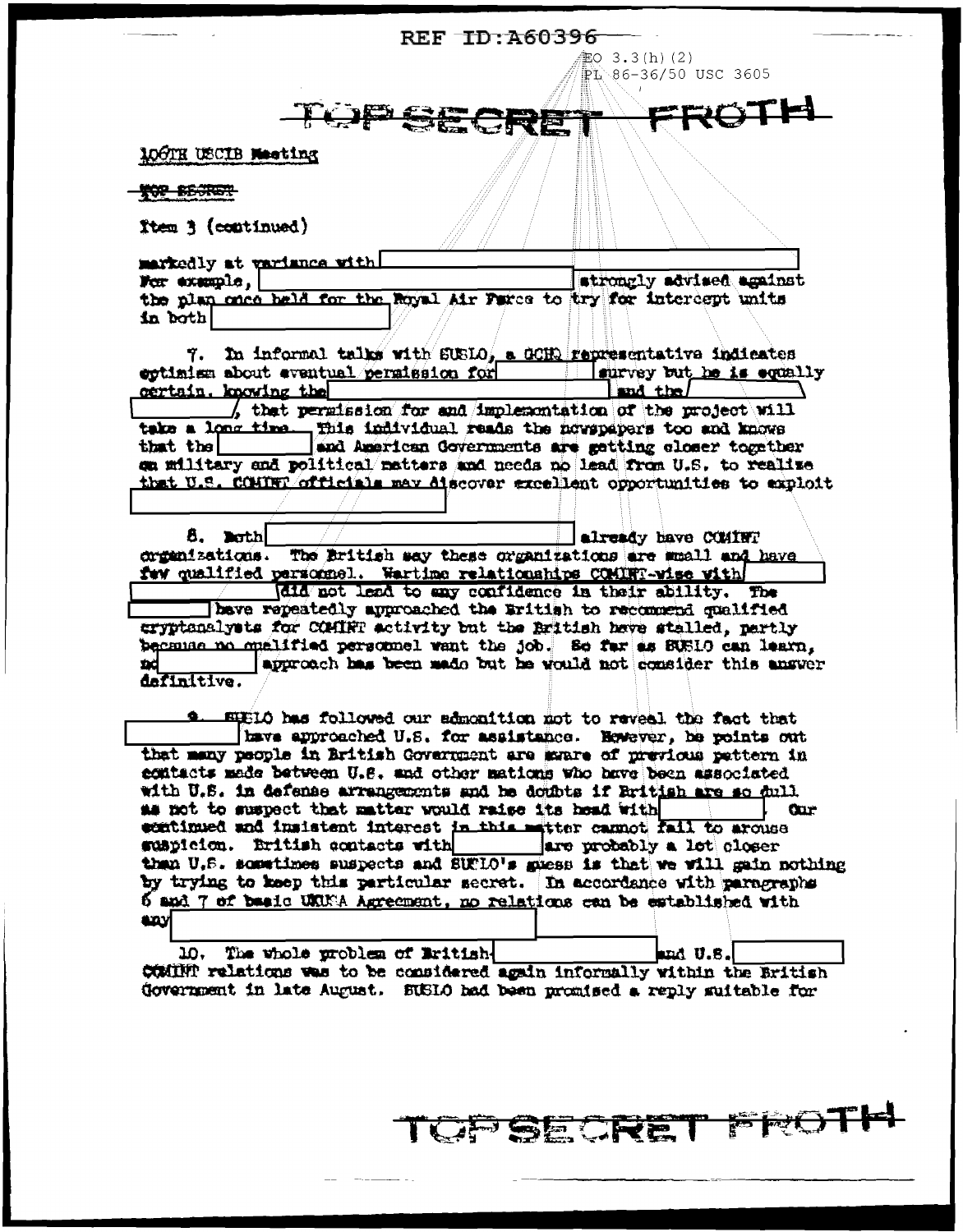EO 3.3(h)(2)
PL 86-36/50 USC 3605

TOP SECRET FROTH

106TH USCIB Meeting

~~TOP SECRET~~

Item 3 (continued)

markedly at variance with [REDACTED] For example, [REDACTED] strongly advised against the plan once held for the Royal Air Force to try for intercept units in both [REDACTED]

7. In informal talks with SUSLO, a GCHQ representative indicates optimism about eventual permission for [REDACTED] survey but he is equally certain, knowing the [REDACTED] and the [REDACTED], that permission for and implementation of the project will take a long time. This individual reads the newspapers too and knows that the [REDACTED] and American Governments are getting closer together on military and political matters and needs no lead from U.S. to realize that U.S. COMINT officials may discover excellent opportunities to exploit [REDACTED]

8. Both [REDACTED] already have COMINT organizations. The British say these organizations are small and have few qualified personnel. Wartime relationships COMINT-wise with [REDACTED] did not lead to any confidence in their ability. The [REDACTED] have repeatedly approached the British to recommend qualified cryptanalysts for COMINT activity but the British have stalled, partly because no qualified personnel want the job. So far as SUSLO can learn, no [REDACTED] approach has been made but he would not consider this answer definitive.

9. SUSLO has followed our admonition not to reveal the fact that [REDACTED] have approached U.S. for assistance. However, he points out that many people in British Government are aware of previous pattern in contacts made between U.S. and other nations who have been associated with U.S. in defense arrangements and he doubts if British are so dull as not to suspect that matter would raise its head with [REDACTED]. Our continued and insistent interest in this matter cannot fail to arouse suspicion. British contacts with [REDACTED] are probably a lot closer than U.S. sometimes suspects and SUSLO's guess is that we will gain nothing by trying to keep this particular secret. In accordance with paragraphs 6 and 7 of basic UKUSA Agreement, no relations can be established with any [REDACTED]

10. The whole problem of British-[REDACTED] and U.S.-[REDACTED] COMINT relations was to be considered again informally within the British Government in late August. SUSLO had been promised a reply suitable for

TOP SECRET FROTH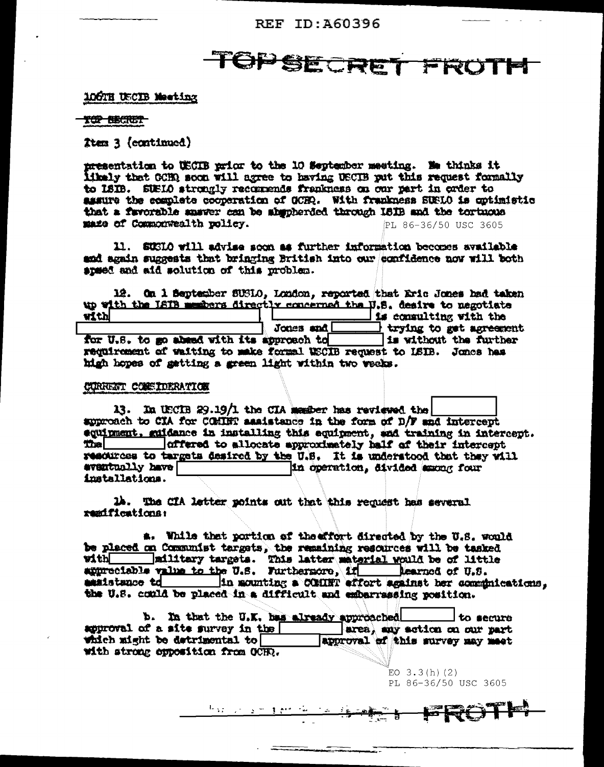106TH USCIB Meeting

~~TOP SECRET~~

Item 3 (continued)

presentation to USCIB prior to the 10 September meeting. He thinks it likely that GCHQ soon will agree to having USCIB put this request formally to LSIB. SUSLO strongly recommends frankness on our part in order to assure the complete cooperation of GCHQ. With frankness SUSLO is optimistic that a favorable answer can be shepherded through LSIB and the tortuous maze of Commonwealth policy.

PL 86-36/50 USC 3605

11. SUSLO will advise soon as further information becomes available and again suggests that bringing British into our confidence now will both speed and aid solution of this problem.

12. On 1 September SUSLO, London, reported that Eric Jones had taken up with the LSIB members directly concerned the U.S. desire to negotiate with [          ] [          ] is consulting with the [          ] Jones and [          ] trying to get agreement for U.S. to go ahead with its approach to [          ] is without the further requirement of waiting to make formal USCIB request to LSIB. Jones has high hopes of getting a green light within two weeks.

CURRENT CONSIDERATION

13. In USCIB 29.19/1 the CIA member has reviewed the [          ] approach to CIA for COMINT assistance in the form of D/F and intercept equipment, guidance in installing this equipment, and training in intercept. The [          ] offered to allocate approximately half of their intercept resources to targets desired by the U.S. It is understood that they will eventually have [          ] in operation, divided among four installations.

14. The CIA letter points out that this request has several ramifications:

a. While that portion of the effort directed by the U.S. would be placed on Communist targets, the remaining resources will be tasked with [          ] military targets. This latter material would be of little appreciable value to the U.S. Furthermore, if [          ] learned of U.S. assistance to [          ] in mounting a COMINT effort against her communications, the U.S. could be placed in a difficult and embarrassing position.

b. In that the U.K. has already approached [          ] to secure approval of a site survey in the [          ] area, any action on our part which might be detrimental to [          ] approval of this survey may meet with strong opposition from GCHQ.

EO 3.3(h)(2)
PL 86-36/50 USC 3605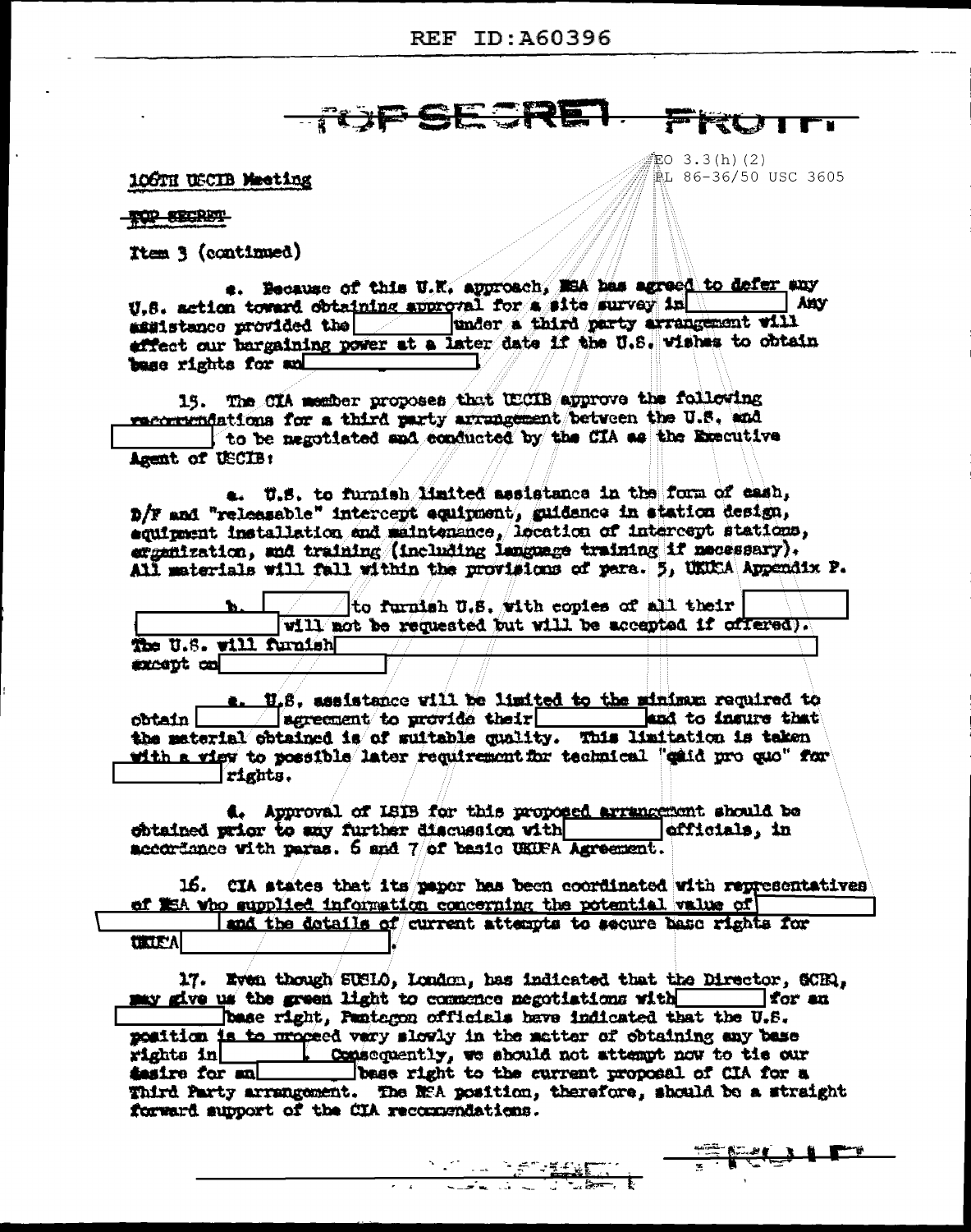TOP SECRET FROTH

EO 3.3(h)(2)
PL 86-36/50 USC 3605

106TH USCIB Meeting

TOP SECRET

Item 3 (continued)

e. Because of this U.K. approach, NSA has agreed to defer any U.S. action toward obtaining approval for a site survey in [ ] Any assistance provided the [ ] under a third party arrangement will effect our bargaining power at a later date if the U.S. wishes to obtain base rights for an [ ].

15. The CIA member proposes that USCIB approve the following recommendations for a third party arrangement between the U.S. and [ ] to be negotiated and conducted by the CIA as the Executive Agent of USCIB:

a. U.S. to furnish limited assistance in the form of cash, D/F and "releasable" intercept equipment, guidance in station design, equipment installation and maintenance, location of intercept stations, organization, and training (including language training if necessary). All materials will fall within the provisions of para. 5, UKUSA Appendix P.

b. [ ] to furnish U.S. with copies of all their [ ] [ ] will not be requested but will be accepted if offered). The U.S. will furnish [ ] except on [ ]

c. U.S. assistance will be limited to the minimum required to obtain [ ] agreement to provide their [ ] and to insure that the material obtained is of suitable quality. This limitation is taken with a view to possible later requirement for technical "quid pro quo" for [ ] rights.

d. Approval of LSIB for this proposed arrangement should be obtained prior to any further discussion with [ ] officials, in accordance with paras. 6 and 7 of basic UKUSA Agreement.

16. CIA states that its paper has been coordinated with representatives of NSA who supplied information concerning the potential value of [ ] [ ] and the details of current attempts to secure base rights for UKUSA [ ].

17. Even though SUSLO, London, has indicated that the Director, GCHQ, may give us the green light to commence negotiations with [ ] for an [ ] base right, Pentagon officials have indicated that the U.S. position is to proceed very slowly in the matter of obtaining any base rights in [ ]. Consequently, we should not attempt now to tie our desire for an [ ] base right to the current proposal of CIA for a Third Party arrangement. The NSA position, therefore, should be a straight forward support of the CIA recommendations.

TOP SECRET FROTH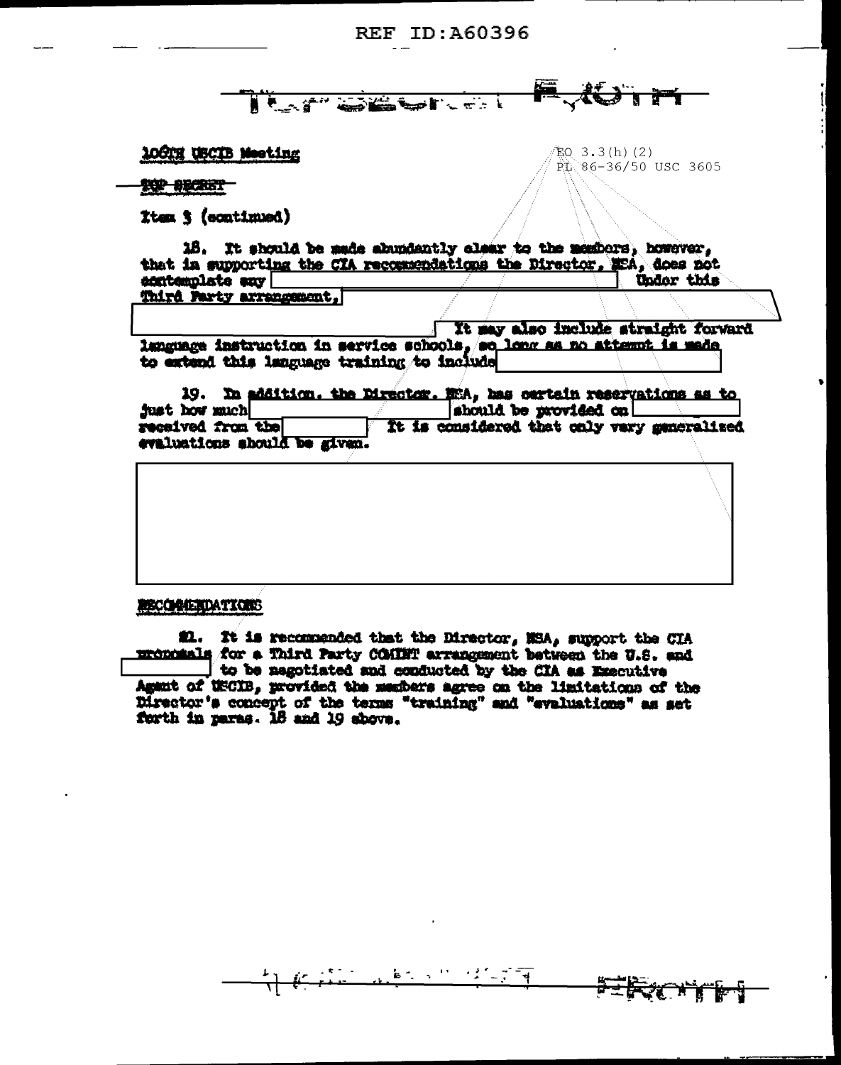106TH USCIB Meeting

EO 3.3(h)(2)
PL 86-36/50 USC 3605

TOP SECRET

Item 3 (continued)

18. It should be made abundantly clear to the members, however, that in supporting the CIA recommendations the Director, NSA, does not contemplate any [redacted] Under this Third Party arrangement, [redacted] It may also include straight forward language instruction in service schools, so long as no attempt is made to extend this language training to include [redacted]

19. In addition, the Director, NSA, has certain reservations as to just how much [redacted] should be provided on [redacted] received from the [redacted] It is considered that only very generalized evaluations should be given.

[redacted]

RECOMMENDATIONS

21. It is recommended that the Director, NSA, support the CIA proposals for a Third Party COMINT arrangement between the U.S. and [redacted] to be negotiated and conducted by the CIA as Executive Agent of USCIB, provided the members agree on the limitations of the Director's concept of the terms "training" and "evaluations" as set forth in paras. 18 and 19 above.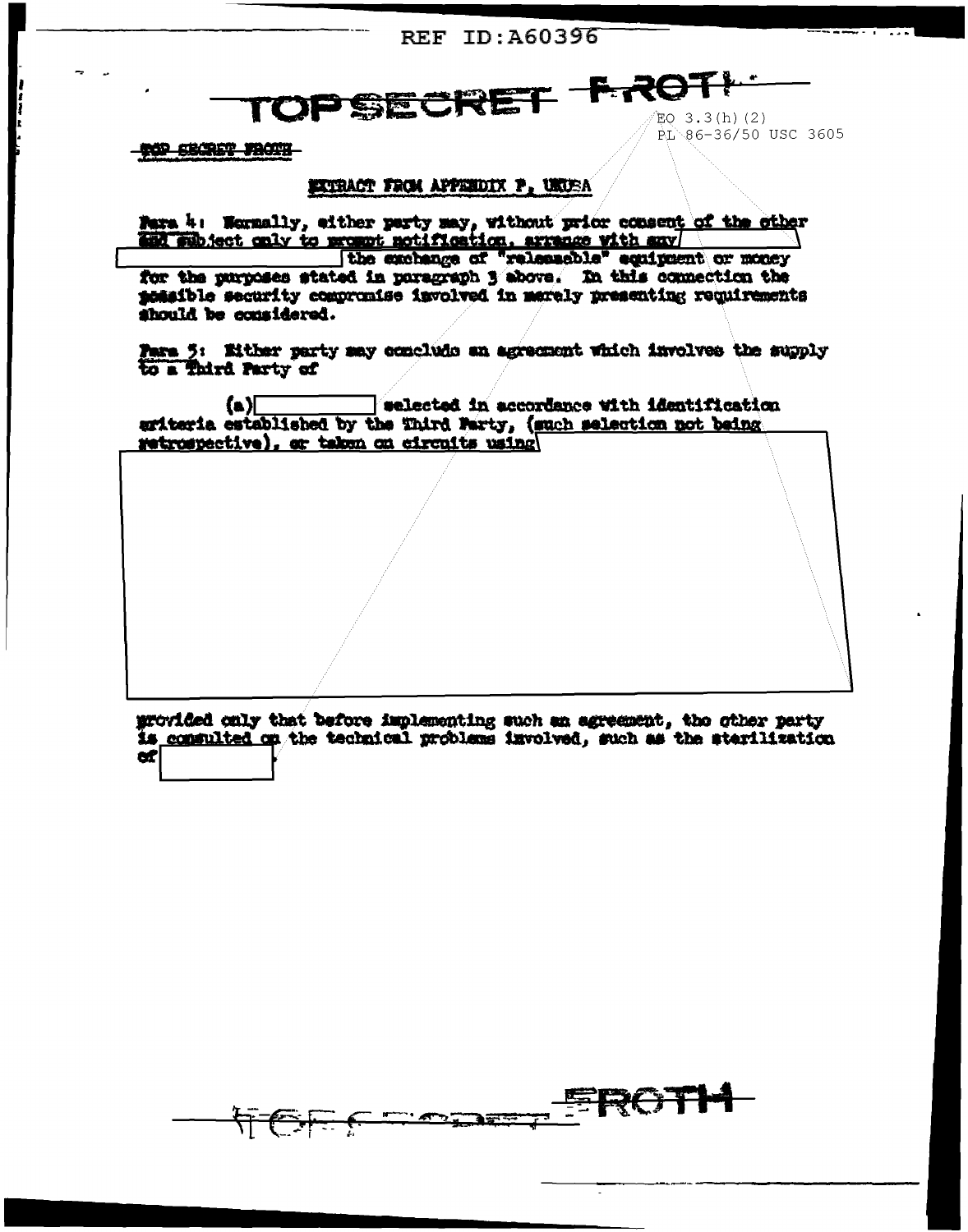TOP SECRET FROTH

EO 3.3(h)(2)
PL 86-36/50 USC 3605

TOP SECRET FROTH

EXTRACT FROM APPENDIX P, UKUSA

Para 4: Normally, either party may, without prior consent of the other and subject only to prompt notification, arrange with any [REDACTED] the exchange of "releasable" equipment or money for the purposes stated in paragraph 3 above. In this connection the possible security compromise involved in merely presenting requirements should be considered.

Para 5: Either party may conclude an agreement which involves the supply to a Third Party of

(a) [REDACTED] selected in accordance with identification criteria established by the Third Party, (such selection not being retrospective), or taken on circuits using [REDACTED]

provided only that before implementing such an agreement, the other party is consulted on the technical problems involved, such as the sterilization of [REDACTED].

TOP SECRET FROTH